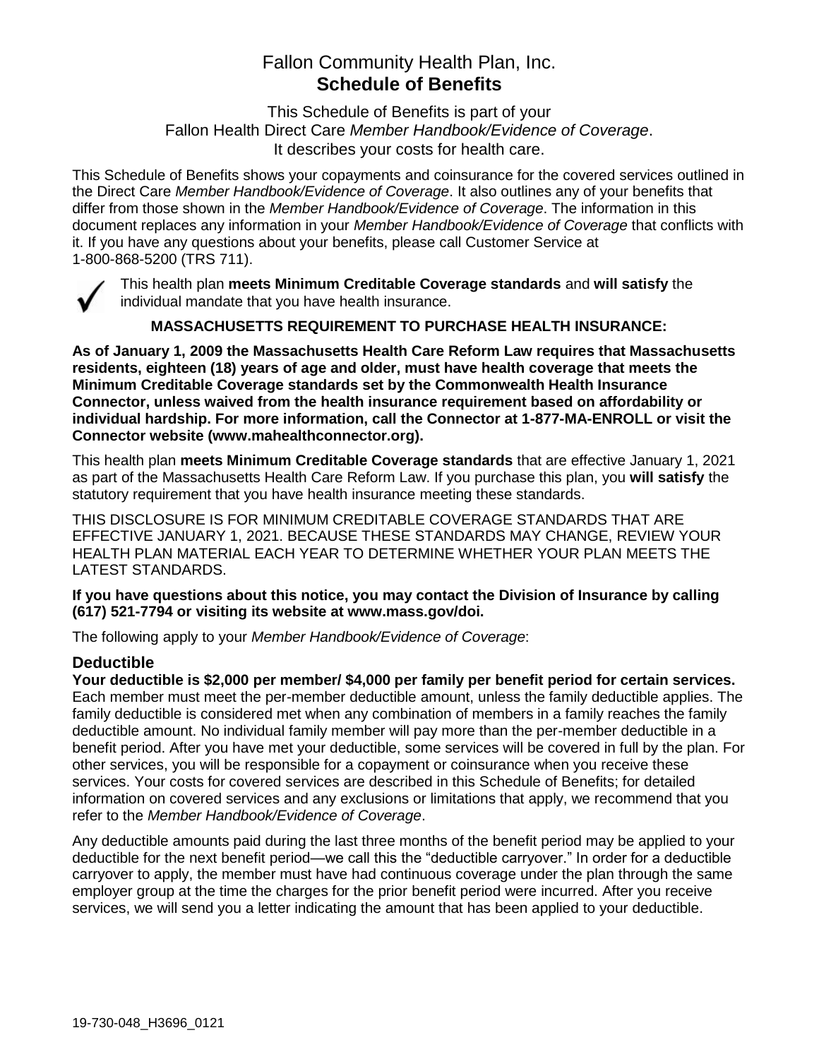# Fallon Community Health Plan, Inc.
# **Schedule of Benefits**

This Schedule of Benefits is part of your
Fallon Health Direct Care *Member Handbook/Evidence of Coverage*.
It describes your costs for health care.

This Schedule of Benefits shows your copayments and coinsurance for the covered services outlined in the Direct Care *Member Handbook/Evidence of Coverage*. It also outlines any of your benefits that differ from those shown in the *Member Handbook/Evidence of Coverage*. The information in this document replaces any information in your *Member Handbook/Evidence of Coverage* that conflicts with it. If you have any questions about your benefits, please call Customer Service at 1-800-868-5200 (TRS 711).

✓ This health plan **meets Minimum Creditable Coverage standards** and **will satisfy** the individual mandate that you have health insurance.

**MASSACHUSETTS REQUIREMENT TO PURCHASE HEALTH INSURANCE:**

**As of January 1, 2009 the Massachusetts Health Care Reform Law requires that Massachusetts residents, eighteen (18) years of age and older, must have health coverage that meets the Minimum Creditable Coverage standards set by the Commonwealth Health Insurance Connector, unless waived from the health insurance requirement based on affordability or individual hardship. For more information, call the Connector at 1-877-MA-ENROLL or visit the Connector website (www.mahealthconnector.org).**

This health plan **meets Minimum Creditable Coverage standards** that are effective January 1, 2021 as part of the Massachusetts Health Care Reform Law. If you purchase this plan, you **will satisfy** the statutory requirement that you have health insurance meeting these standards.

THIS DISCLOSURE IS FOR MINIMUM CREDITABLE COVERAGE STANDARDS THAT ARE EFFECTIVE JANUARY 1, 2021. BECAUSE THESE STANDARDS MAY CHANGE, REVIEW YOUR HEALTH PLAN MATERIAL EACH YEAR TO DETERMINE WHETHER YOUR PLAN MEETS THE LATEST STANDARDS.

**If you have questions about this notice, you may contact the Division of Insurance by calling (617) 521-7794 or visiting its website at www.mass.gov/doi.**

The following apply to your *Member Handbook/Evidence of Coverage*:

## Deductible

**Your deductible is $2,000 per member/ $4,000 per family per benefit period for certain services.** Each member must meet the per-member deductible amount, unless the family deductible applies. The family deductible is considered met when any combination of members in a family reaches the family deductible amount. No individual family member will pay more than the per-member deductible in a benefit period. After you have met your deductible, some services will be covered in full by the plan. For other services, you will be responsible for a copayment or coinsurance when you receive these services. Your costs for covered services are described in this Schedule of Benefits; for detailed information on covered services and any exclusions or limitations that apply, we recommend that you refer to the *Member Handbook/Evidence of Coverage*.

Any deductible amounts paid during the last three months of the benefit period may be applied to your deductible for the next benefit period—we call this the "deductible carryover." In order for a deductible carryover to apply, the member must have had continuous coverage under the plan through the same employer group at the time the charges for the prior benefit period were incurred. After you receive services, we will send you a letter indicating the amount that has been applied to your deductible.

19-730-048_H3696_0121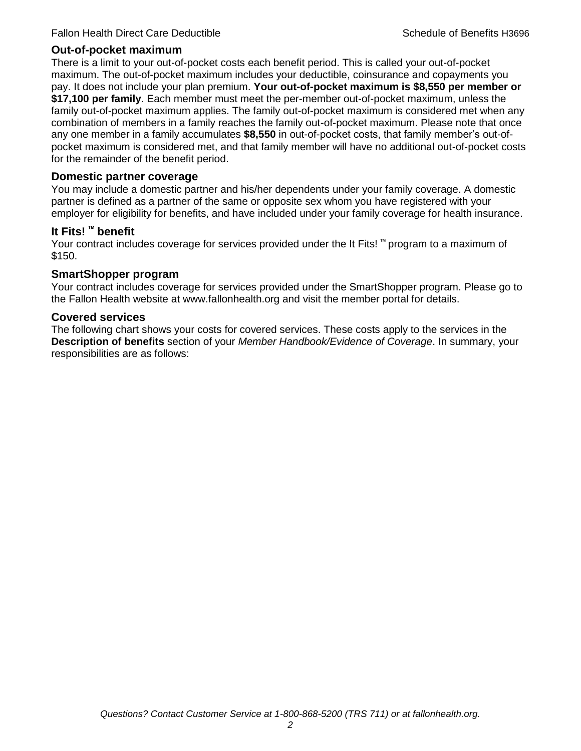## Out-of-pocket maximum

There is a limit to your out-of-pocket costs each benefit period. This is called your out-of-pocket maximum. The out-of-pocket maximum includes your deductible, coinsurance and copayments you pay. It does not include your plan premium. **Your out-of-pocket maximum is $8,550 per member or $17,100 per family**. Each member must meet the per-member out-of-pocket maximum, unless the family out-of-pocket maximum applies. The family out-of-pocket maximum is considered met when any combination of members in a family reaches the family out-of-pocket maximum. Please note that once any one member in a family accumulates **$8,550** in out-of-pocket costs, that family member's out-of-pocket maximum is considered met, and that family member will have no additional out-of-pocket costs for the remainder of the benefit period.

## Domestic partner coverage

You may include a domestic partner and his/her dependents under your family coverage. A domestic partner is defined as a partner of the same or opposite sex whom you have registered with your employer for eligibility for benefits, and have included under your family coverage for health insurance.

## It Fits! ™ benefit

Your contract includes coverage for services provided under the It Fits! ™ program to a maximum of $150.

## SmartShopper program

Your contract includes coverage for services provided under the SmartShopper program. Please go to the Fallon Health website at www.fallonhealth.org and visit the member portal for details.

## Covered services

The following chart shows your costs for covered services. These costs apply to the services in the **Description of benefits** section of your *Member Handbook/Evidence of Coverage*. In summary, your responsibilities are as follows: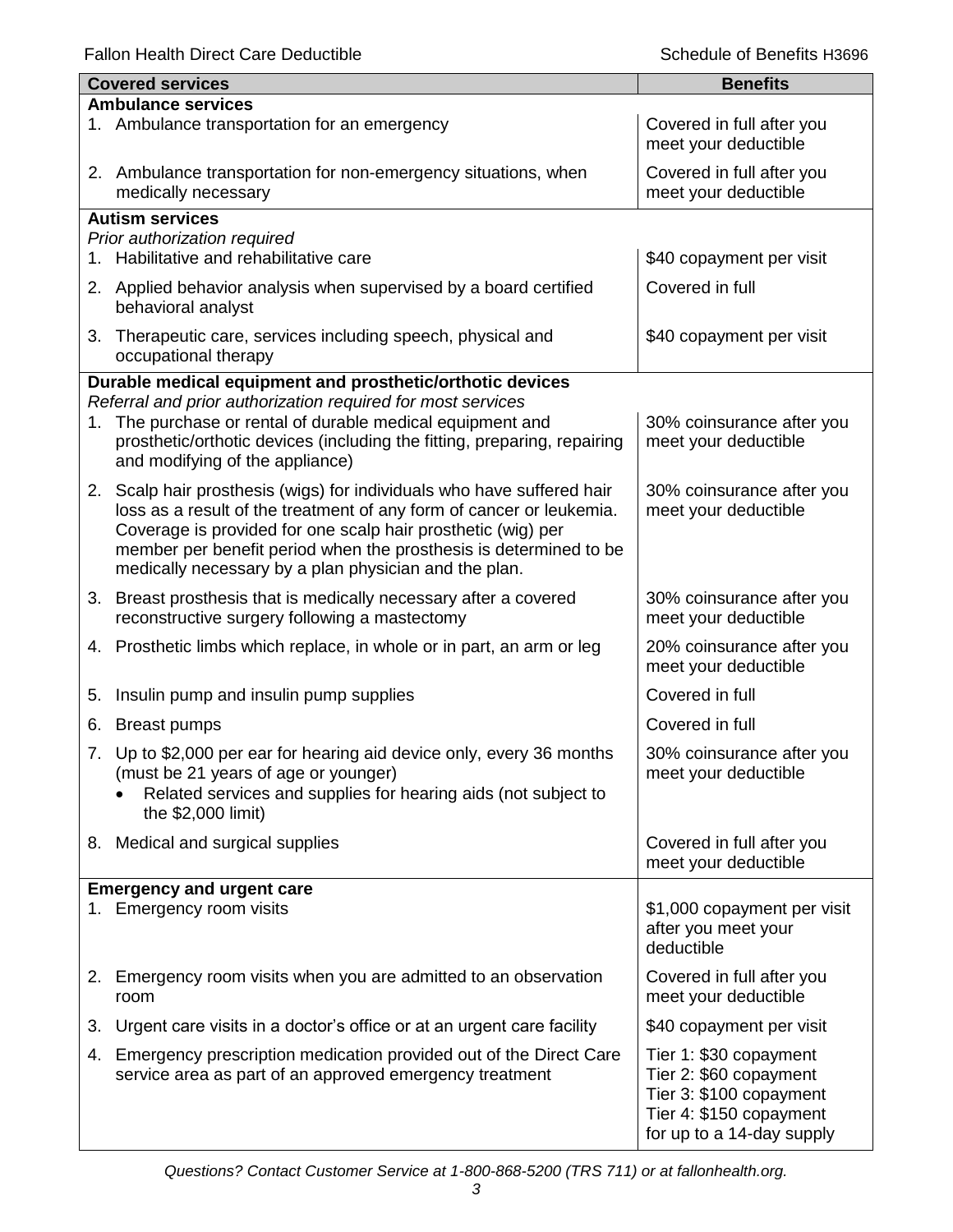| Covered services | Benefits |
|---|---|
| **Ambulance services** | |
| 1. Ambulance transportation for an emergency | Covered in full after you meet your deductible |
| 2. Ambulance transportation for non-emergency situations, when medically necessary | Covered in full after you meet your deductible |
| **Autism services**<br>*Prior authorization required* | |
| 1. Habilitative and rehabilitative care | $40 copayment per visit |
| 2. Applied behavior analysis when supervised by a board certified behavioral analyst | Covered in full |
| 3. Therapeutic care, services including speech, physical and occupational therapy | $40 copayment per visit |
| **Durable medical equipment and prosthetic/orthotic devices**<br>*Referral and prior authorization required for most services* | |
| 1. The purchase or rental of durable medical equipment and prosthetic/orthotic devices (including the fitting, preparing, repairing and modifying of the appliance) | 30% coinsurance after you meet your deductible |
| 2. Scalp hair prosthesis (wigs) for individuals who have suffered hair loss as a result of the treatment of any form of cancer or leukemia. Coverage is provided for one scalp hair prosthetic (wig) per member per benefit period when the prosthesis is determined to be medically necessary by a plan physician and the plan. | 30% coinsurance after you meet your deductible |
| 3. Breast prosthesis that is medically necessary after a covered reconstructive surgery following a mastectomy | 30% coinsurance after you meet your deductible |
| 4. Prosthetic limbs which replace, in whole or in part, an arm or leg | 20% coinsurance after you meet your deductible |
| 5. Insulin pump and insulin pump supplies | Covered in full |
| 6. Breast pumps | Covered in full |
| 7. Up to $2,000 per ear for hearing aid device only, every 36 months (must be 21 years of age or younger)<br>• Related services and supplies for hearing aids (not subject to the $2,000 limit) | 30% coinsurance after you meet your deductible |
| 8. Medical and surgical supplies | Covered in full after you meet your deductible |
| **Emergency and urgent care** | |
| 1. Emergency room visits | $1,000 copayment per visit after you meet your deductible |
| 2. Emergency room visits when you are admitted to an observation room | Covered in full after you meet your deductible |
| 3. Urgent care visits in a doctor's office or at an urgent care facility | $40 copayment per visit |
| 4. Emergency prescription medication provided out of the Direct Care service area as part of an approved emergency treatment | Tier 1: $30 copayment<br>Tier 2: $60 copayment<br>Tier 3: $100 copayment<br>Tier 4: $150 copayment<br>for up to a 14-day supply |

*Questions? Contact Customer Service at 1-800-868-5200 (TRS 711) or at fallonhealth.org.*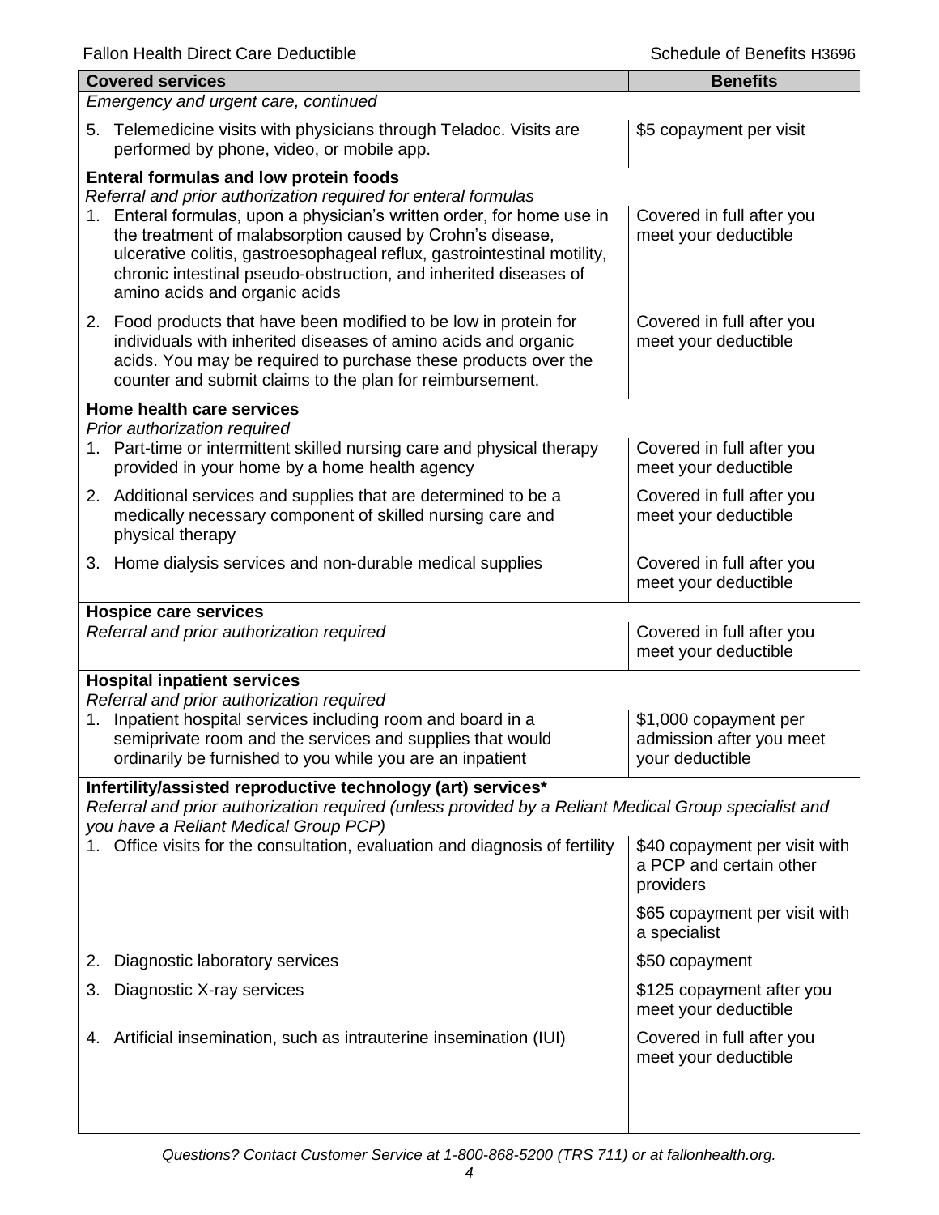| Covered services | Benefits |
|---|---|
| *Emergency and urgent care, continued* | |
| 5. Telemedicine visits with physicians through Teladoc. Visits are performed by phone, video, or mobile app. | $5 copayment per visit |
| **Enteral formulas and low protein foods**<br>*Referral and prior authorization required for enteral formulas* | |
| 1. Enteral formulas, upon a physician's written order, for home use in the treatment of malabsorption caused by Crohn's disease, ulcerative colitis, gastroesophageal reflux, gastrointestinal motility, chronic intestinal pseudo-obstruction, and inherited diseases of amino acids and organic acids | Covered in full after you meet your deductible |
| 2. Food products that have been modified to be low in protein for individuals with inherited diseases of amino acids and organic acids. You may be required to purchase these products over the counter and submit claims to the plan for reimbursement. | Covered in full after you meet your deductible |
| **Home health care services**<br>*Prior authorization required* | |
| 1. Part-time or intermittent skilled nursing care and physical therapy provided in your home by a home health agency | Covered in full after you meet your deductible |
| 2. Additional services and supplies that are determined to be a medically necessary component of skilled nursing care and physical therapy | Covered in full after you meet your deductible |
| 3. Home dialysis services and non-durable medical supplies | Covered in full after you meet your deductible |
| **Hospice care services**<br>*Referral and prior authorization required* | Covered in full after you meet your deductible |
| **Hospital inpatient services**<br>*Referral and prior authorization required* | |
| 1. Inpatient hospital services including room and board in a semiprivate room and the services and supplies that would ordinarily be furnished to you while you are an inpatient | $1,000 copayment per admission after you meet your deductible |
| **Infertility/assisted reproductive technology (art) services***<br>*Referral and prior authorization required (unless provided by a Reliant Medical Group specialist and you have a Reliant Medical Group PCP)* | |
| 1. Office visits for the consultation, evaluation and diagnosis of fertility | $40 copayment per visit with a PCP and certain other providers<br><br>$65 copayment per visit with a specialist |
| 2. Diagnostic laboratory services | $50 copayment |
| 3. Diagnostic X-ray services | $125 copayment after you meet your deductible |
| 4. Artificial insemination, such as intrauterine insemination (IUI) | Covered in full after you meet your deductible |

*Questions? Contact Customer Service at 1-800-868-5200 (TRS 711) or at fallonhealth.org.*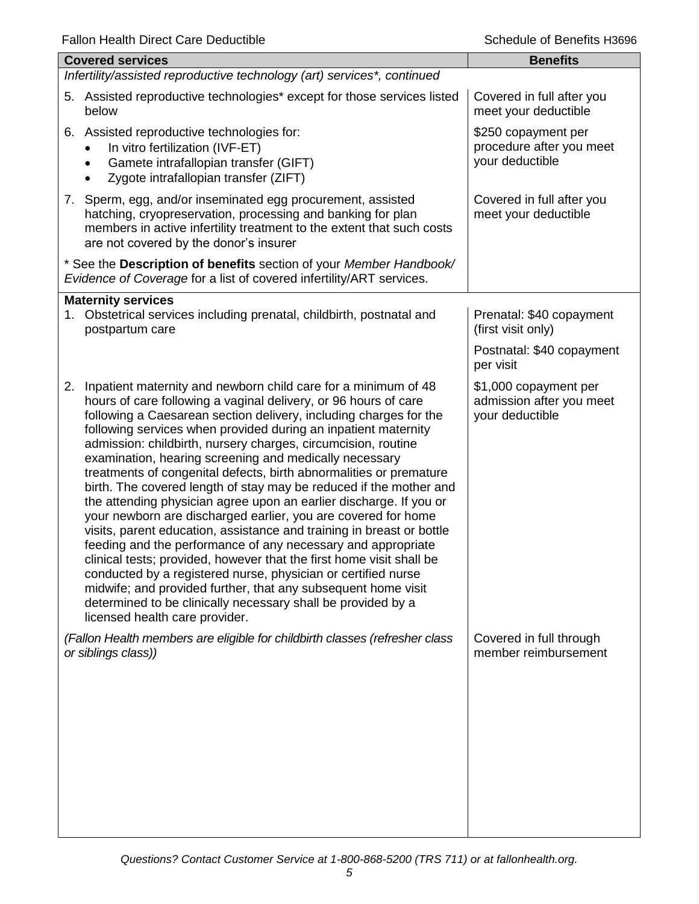| Covered services | Benefits |
|---|---|
| *Infertility/assisted reproductive technology (art) services\*, continued* | |
| 5. Assisted reproductive technologies* except for those services listed below | Covered in full after you meet your deductible |
| 6. Assisted reproductive technologies for: <br>• In vitro fertilization (IVF-ET) <br>• Gamete intrafallopian transfer (GIFT) <br>• Zygote intrafallopian transfer (ZIFT) | $250 copayment per procedure after you meet your deductible |
| 7. Sperm, egg, and/or inseminated egg procurement, assisted hatching, cryopreservation, processing and banking for plan members in active infertility treatment to the extent that such costs are not covered by the donor's insurer | Covered in full after you meet your deductible |
| * See the **Description of benefits** section of your *Member Handbook/ Evidence of Coverage* for a list of covered infertility/ART services. | |
| **Maternity services** <br>1. Obstetrical services including prenatal, childbirth, postnatal and postpartum care | Prenatal: $40 copayment (first visit only) <br><br>Postnatal: $40 copayment per visit |
| 2. Inpatient maternity and newborn child care for a minimum of 48 hours of care following a vaginal delivery, or 96 hours of care following a Caesarean section delivery, including charges for the following services when provided during an inpatient maternity admission: childbirth, nursery charges, circumcision, routine examination, hearing screening and medically necessary treatments of congenital defects, birth abnormalities or premature birth. The covered length of stay may be reduced if the mother and the attending physician agree upon an earlier discharge. If you or your newborn are discharged earlier, you are covered for home visits, parent education, assistance and training in breast or bottle feeding and the performance of any necessary and appropriate clinical tests; provided, however that the first home visit shall be conducted by a registered nurse, physician or certified nurse midwife; and provided further, that any subsequent home visit determined to be clinically necessary shall be provided by a licensed health care provider. | $1,000 copayment per admission after you meet your deductible |
| *(Fallon Health members are eligible for childbirth classes (refresher class or siblings class))* | Covered in full through member reimbursement |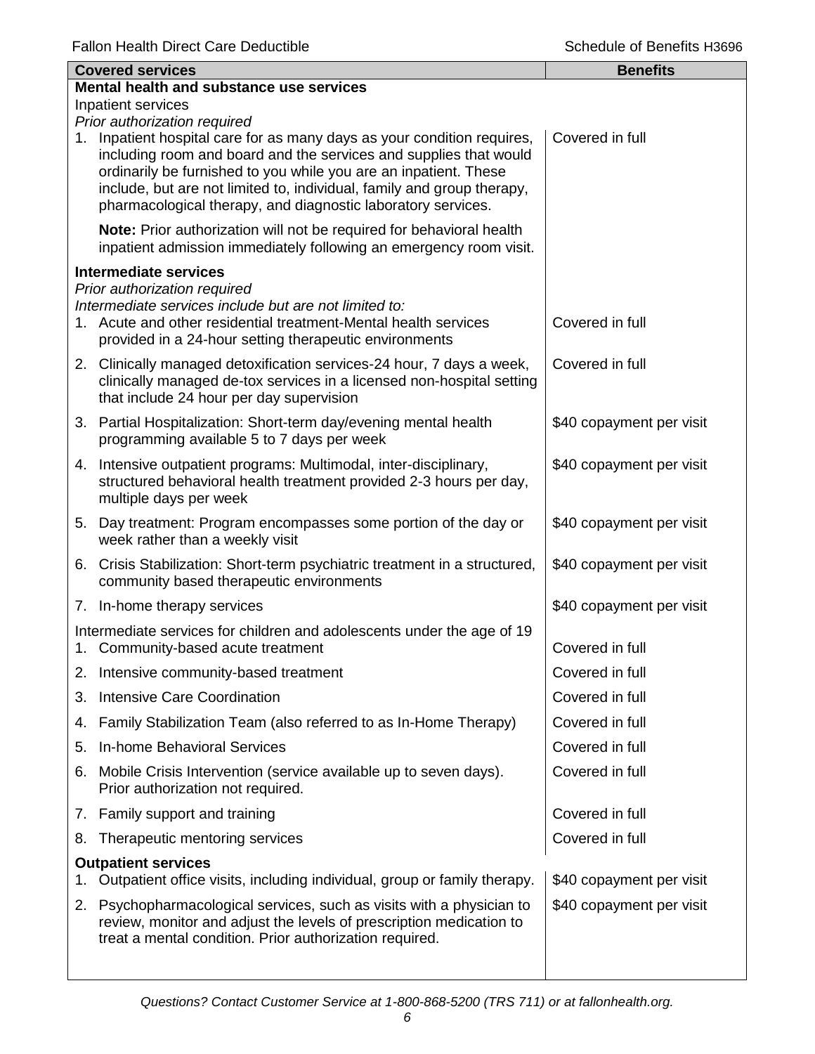| Covered services | Benefits |
|---|---|
| **Mental health and substance use services** | |
| Inpatient services | |
| *Prior authorization required* | |
| 1. Inpatient hospital care for as many days as your condition requires, including room and board and the services and supplies that would ordinarily be furnished to you while you are an inpatient. These include, but are not limited to, individual, family and group therapy, pharmacological therapy, and diagnostic laboratory services. | Covered in full |
| **Note:** Prior authorization will not be required for behavioral health inpatient admission immediately following an emergency room visit. | |
| **Intermediate services** | |
| *Prior authorization required* | |
| *Intermediate services include but are not limited to:* | |
| 1. Acute and other residential treatment-Mental health services provided in a 24-hour setting therapeutic environments | Covered in full |
| 2. Clinically managed detoxification services-24 hour, 7 days a week, clinically managed de-tox services in a licensed non-hospital setting that include 24 hour per day supervision | Covered in full |
| 3. Partial Hospitalization: Short-term day/evening mental health programming available 5 to 7 days per week | $40 copayment per visit |
| 4. Intensive outpatient programs: Multimodal, inter-disciplinary, structured behavioral health treatment provided 2-3 hours per day, multiple days per week | $40 copayment per visit |
| 5. Day treatment: Program encompasses some portion of the day or week rather than a weekly visit | $40 copayment per visit |
| 6. Crisis Stabilization: Short-term psychiatric treatment in a structured, community based therapeutic environments | $40 copayment per visit |
| 7. In-home therapy services | $40 copayment per visit |
| Intermediate services for children and adolescents under the age of 19 | |
| 1. Community-based acute treatment | Covered in full |
| 2. Intensive community-based treatment | Covered in full |
| 3. Intensive Care Coordination | Covered in full |
| 4. Family Stabilization Team (also referred to as In-Home Therapy) | Covered in full |
| 5. In-home Behavioral Services | Covered in full |
| 6. Mobile Crisis Intervention (service available up to seven days). Prior authorization not required. | Covered in full |
| 7. Family support and training | Covered in full |
| 8. Therapeutic mentoring services | Covered in full |
| **Outpatient services** | |
| 1. Outpatient office visits, including individual, group or family therapy. | $40 copayment per visit |
| 2. Psychopharmacological services, such as visits with a physician to review, monitor and adjust the levels of prescription medication to treat a mental condition. Prior authorization required. | $40 copayment per visit |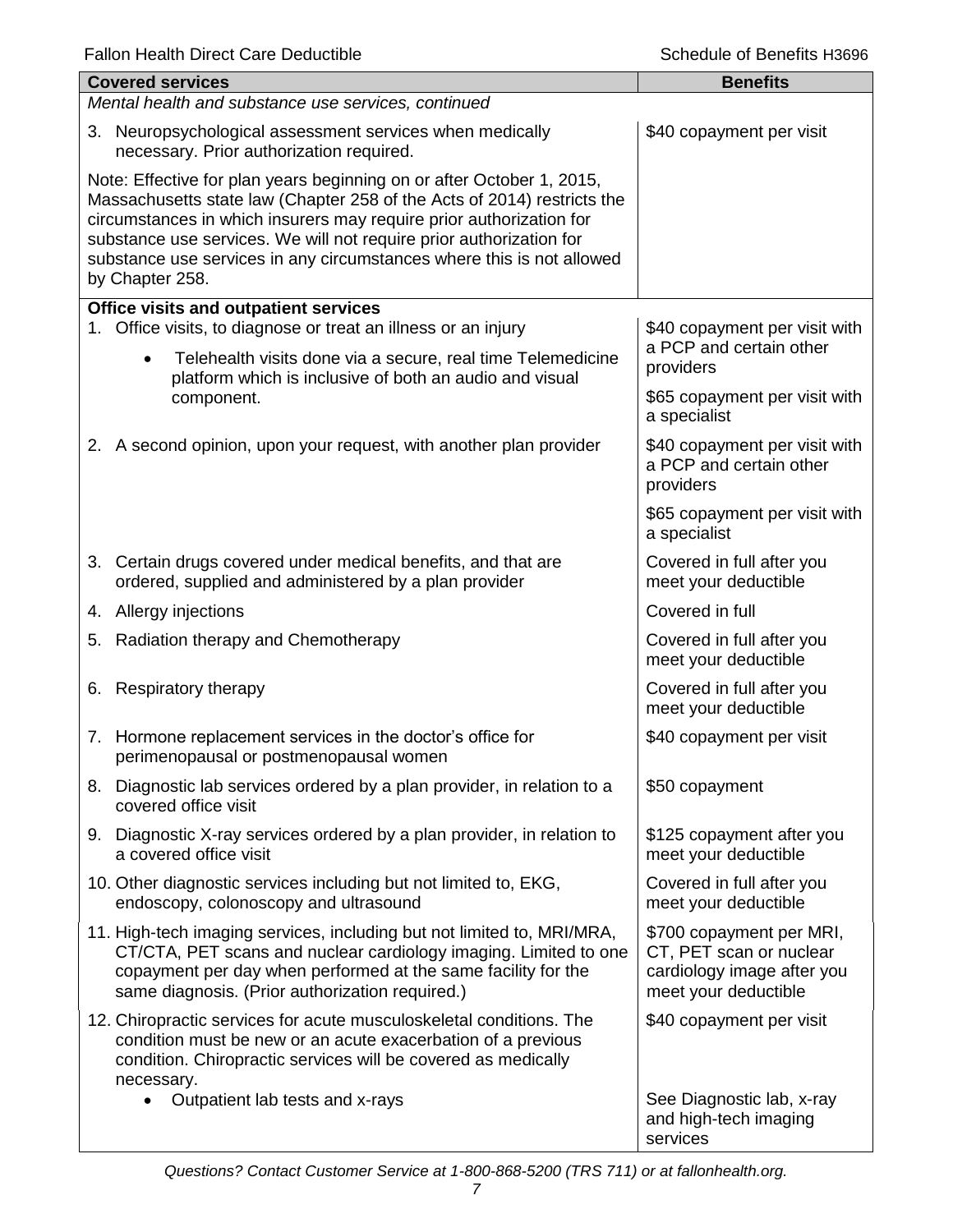| Covered services | Benefits |
|---|---|
| *Mental health and substance use services, continued* | |
| 3. Neuropsychological assessment services when medically necessary. Prior authorization required. | $40 copayment per visit |
| Note: Effective for plan years beginning on or after October 1, 2015, Massachusetts state law (Chapter 258 of the Acts of 2014) restricts the circumstances in which insurers may require prior authorization for substance use services. We will not require prior authorization for substance use services in any circumstances where this is not allowed by Chapter 258. | |
| **Office visits and outpatient services** | |
| 1. Office visits, to diagnose or treat an illness or an injury<br>• Telehealth visits done via a secure, real time Telemedicine platform which is inclusive of both an audio and visual component. | $40 copayment per visit with a PCP and certain other providers<br><br>$65 copayment per visit with a specialist |
| 2. A second opinion, upon your request, with another plan provider | $40 copayment per visit with a PCP and certain other providers<br><br>$65 copayment per visit with a specialist |
| 3. Certain drugs covered under medical benefits, and that are ordered, supplied and administered by a plan provider | Covered in full after you meet your deductible |
| 4. Allergy injections | Covered in full |
| 5. Radiation therapy and Chemotherapy | Covered in full after you meet your deductible |
| 6. Respiratory therapy | Covered in full after you meet your deductible |
| 7. Hormone replacement services in the doctor's office for perimenopausal or postmenopausal women | $40 copayment per visit |
| 8. Diagnostic lab services ordered by a plan provider, in relation to a covered office visit | $50 copayment |
| 9. Diagnostic X-ray services ordered by a plan provider, in relation to a covered office visit | $125 copayment after you meet your deductible |
| 10. Other diagnostic services including but not limited to, EKG, endoscopy, colonoscopy and ultrasound | Covered in full after you meet your deductible |
| 11. High-tech imaging services, including but not limited to, MRI/MRA, CT/CTA, PET scans and nuclear cardiology imaging. Limited to one copayment per day when performed at the same facility for the same diagnosis. (Prior authorization required.) | $700 copayment per MRI, CT, PET scan or nuclear cardiology image after you meet your deductible |
| 12. Chiropractic services for acute musculoskeletal conditions. The condition must be new or an acute exacerbation of a previous condition. Chiropractic services will be covered as medically necessary.<br>• Outpatient lab tests and x-rays | $40 copayment per visit<br><br>See Diagnostic lab, x-ray and high-tech imaging services |

*Questions? Contact Customer Service at 1-800-868-5200 (TRS 711) or at fallonhealth.org.*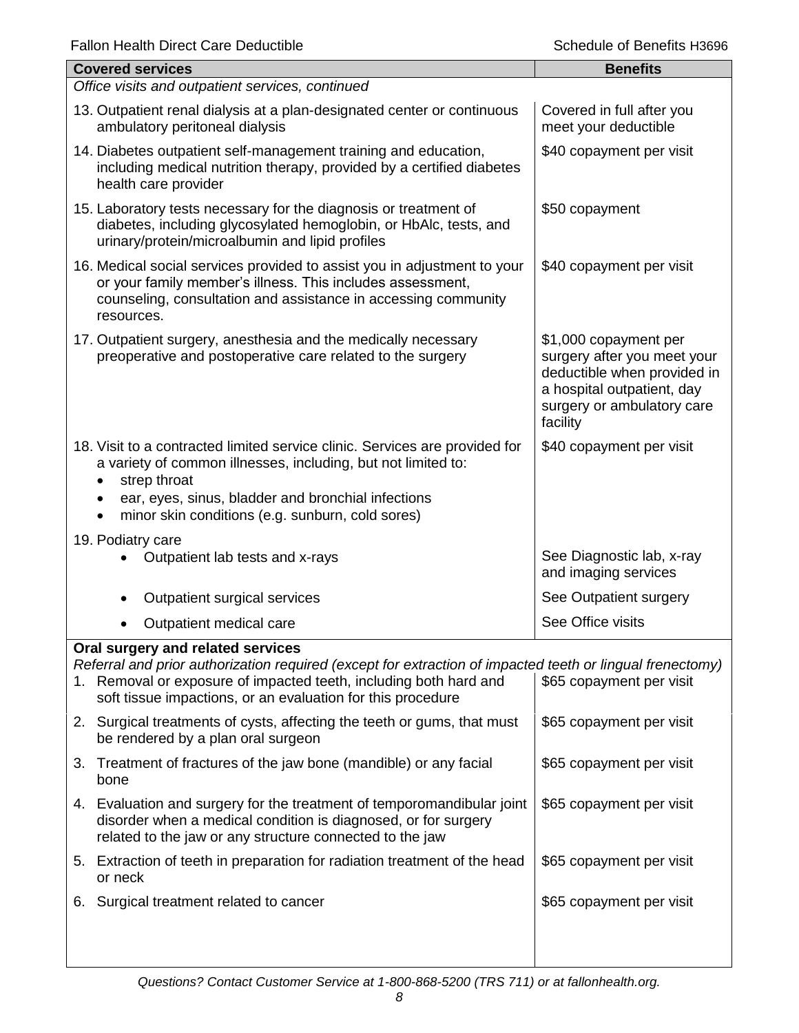| Covered services | Benefits |
|---|---|
| *Office visits and outpatient services, continued* | |
| 13. Outpatient renal dialysis at a plan-designated center or continuous ambulatory peritoneal dialysis | Covered in full after you meet your deductible |
| 14. Diabetes outpatient self-management training and education, including medical nutrition therapy, provided by a certified diabetes health care provider | $40 copayment per visit |
| 15. Laboratory tests necessary for the diagnosis or treatment of diabetes, including glycosylated hemoglobin, or HbAlc, tests, and urinary/protein/microalbumin and lipid profiles | $50 copayment |
| 16. Medical social services provided to assist you in adjustment to your or your family member's illness. This includes assessment, counseling, consultation and assistance in accessing community resources. | $40 copayment per visit |
| 17. Outpatient surgery, anesthesia and the medically necessary preoperative and postoperative care related to the surgery | $1,000 copayment per surgery after you meet your deductible when provided in a hospital outpatient, day surgery or ambulatory care facility |
| 18. Visit to a contracted limited service clinic. Services are provided for a variety of common illnesses, including, but not limited to: <br>• strep throat <br>• ear, eyes, sinus, bladder and bronchial infections <br>• minor skin conditions (e.g. sunburn, cold sores) | $40 copayment per visit |
| 19. Podiatry care | |
| • Outpatient lab tests and x-rays | See Diagnostic lab, x-ray and imaging services |
| • Outpatient surgical services | See Outpatient surgery |
| • Outpatient medical care | See Office visits |
| **Oral surgery and related services** <br>*Referral and prior authorization required (except for extraction of impacted teeth or lingual frenectomy)* | |
| 1. Removal or exposure of impacted teeth, including both hard and soft tissue impactions, or an evaluation for this procedure | $65 copayment per visit |
| 2. Surgical treatments of cysts, affecting the teeth or gums, that must be rendered by a plan oral surgeon | $65 copayment per visit |
| 3. Treatment of fractures of the jaw bone (mandible) or any facial bone | $65 copayment per visit |
| 4. Evaluation and surgery for the treatment of temporomandibular joint disorder when a medical condition is diagnosed, or for surgery related to the jaw or any structure connected to the jaw | $65 copayment per visit |
| 5. Extraction of teeth in preparation for radiation treatment of the head or neck | $65 copayment per visit |
| 6. Surgical treatment related to cancer | $65 copayment per visit |

*Questions? Contact Customer Service at 1-800-868-5200 (TRS 711) or at fallonhealth.org.*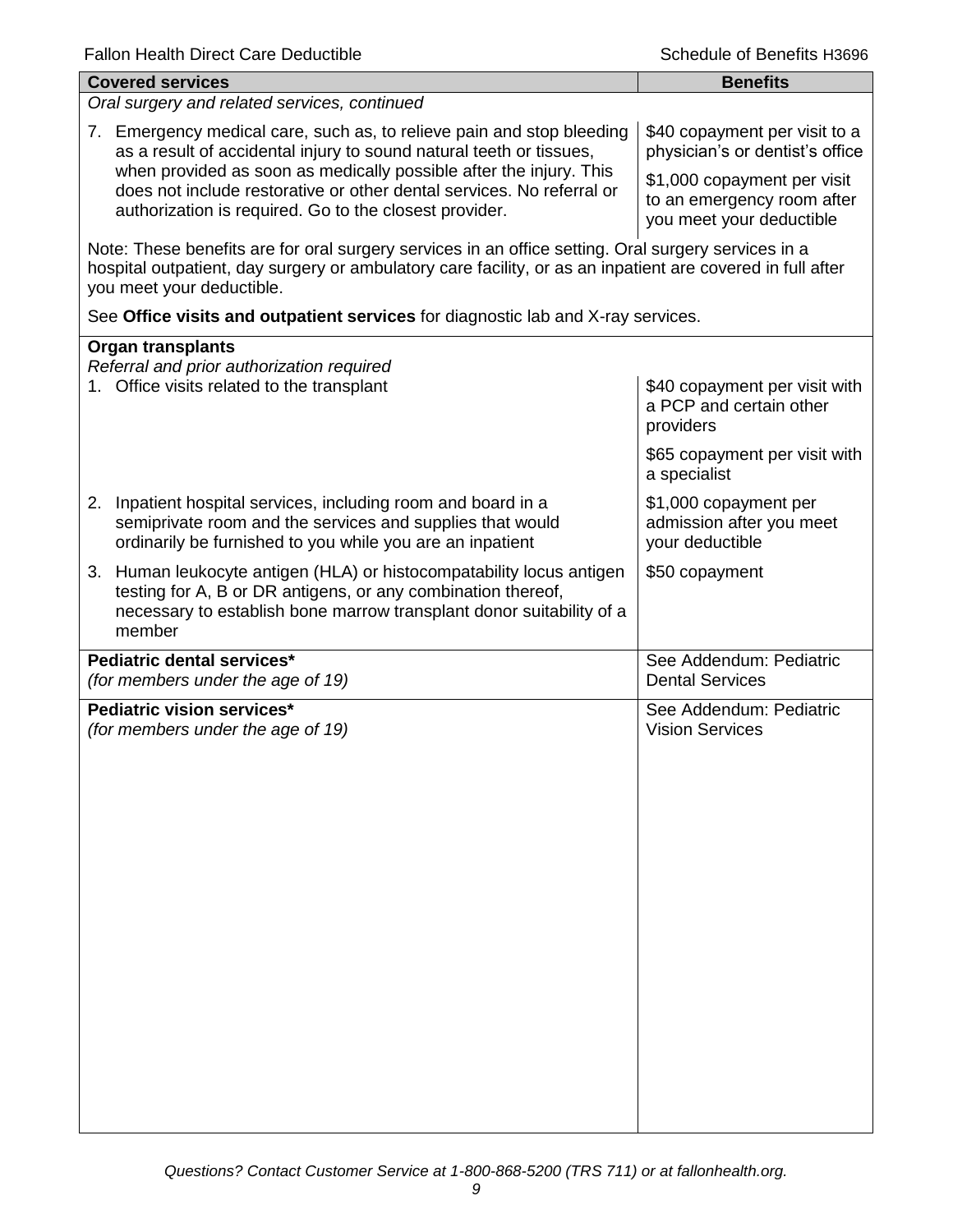| Covered services | Benefits |
|---|---|
| *Oral surgery and related services, continued* | |
| 7. Emergency medical care, such as, to relieve pain and stop bleeding as a result of accidental injury to sound natural teeth or tissues, when provided as soon as medically possible after the injury. This does not include restorative or other dental services. No referral or authorization is required. Go to the closest provider. | $40 copayment per visit to a physician's or dentist's office<br><br>$1,000 copayment per visit to an emergency room after you meet your deductible |
| Note: These benefits are for oral surgery services in an office setting. Oral surgery services in a hospital outpatient, day surgery or ambulatory care facility, or as an inpatient are covered in full after you meet your deductible.<br><br>See **Office visits and outpatient services** for diagnostic lab and X-ray services. | |
| **Organ transplants**<br>*Referral and prior authorization required* | |
| 1. Office visits related to the transplant | $40 copayment per visit with a PCP and certain other providers<br><br>$65 copayment per visit with a specialist |
| 2. Inpatient hospital services, including room and board in a semiprivate room and the services and supplies that would ordinarily be furnished to you while you are an inpatient | $1,000 copayment per admission after you meet your deductible |
| 3. Human leukocyte antigen (HLA) or histocompatability locus antigen testing for A, B or DR antigens, or any combination thereof, necessary to establish bone marrow transplant donor suitability of a member | $50 copayment |
| **Pediatric dental services***<br>*(for members under the age of 19)* | See Addendum: Pediatric Dental Services |
| **Pediatric vision services***<br>*(for members under the age of 19)* | See Addendum: Pediatric Vision Services |

*Questions? Contact Customer Service at 1-800-868-5200 (TRS 711) or at fallonhealth.org.*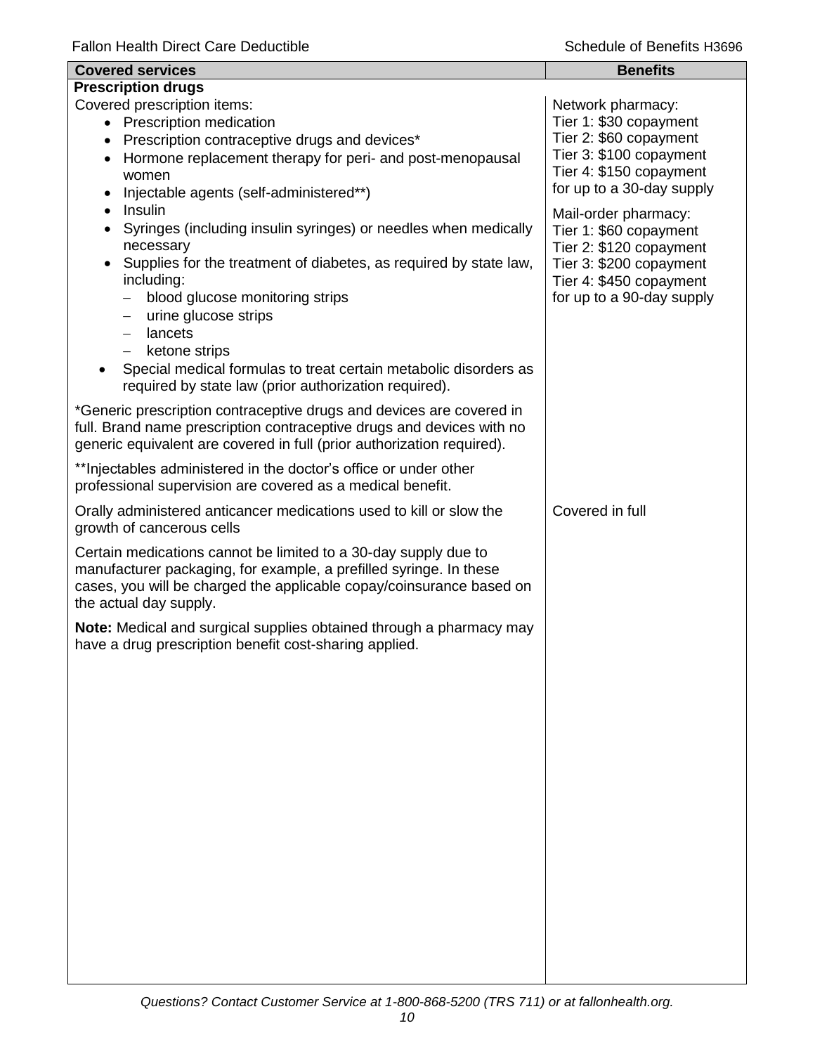| Covered services | Benefits |
|---|---|
| **Prescription drugs** | |
| Covered prescription items:<br>• Prescription medication<br>• Prescription contraceptive drugs and devices*<br>• Hormone replacement therapy for peri- and post-menopausal women<br>• Injectable agents (self-administered**)<br>• Insulin<br>• Syringes (including insulin syringes) or needles when medically necessary<br>• Supplies for the treatment of diabetes, as required by state law, including:<br>  – blood glucose monitoring strips<br>  – urine glucose strips<br>  – lancets<br>  – ketone strips<br>• Special medical formulas to treat certain metabolic disorders as required by state law (prior authorization required).<br><br>*Generic prescription contraceptive drugs and devices are covered in full. Brand name prescription contraceptive drugs and devices with no generic equivalent are covered in full (prior authorization required).<br><br>**Injectables administered in the doctor's office or under other professional supervision are covered as a medical benefit. | Network pharmacy:<br>Tier 1: $30 copayment<br>Tier 2: $60 copayment<br>Tier 3: $100 copayment<br>Tier 4: $150 copayment<br>for up to a 30-day supply<br><br>Mail-order pharmacy:<br>Tier 1: $60 copayment<br>Tier 2: $120 copayment<br>Tier 3: $200 copayment<br>Tier 4: $450 copayment<br>for up to a 90-day supply |
| Orally administered anticancer medications used to kill or slow the growth of cancerous cells<br><br>Certain medications cannot be limited to a 30-day supply due to manufacturer packaging, for example, a prefilled syringe. In these cases, you will be charged the applicable copay/coinsurance based on the actual day supply.<br><br>**Note:** Medical and surgical supplies obtained through a pharmacy may have a drug prescription benefit cost-sharing applied. | Covered in full |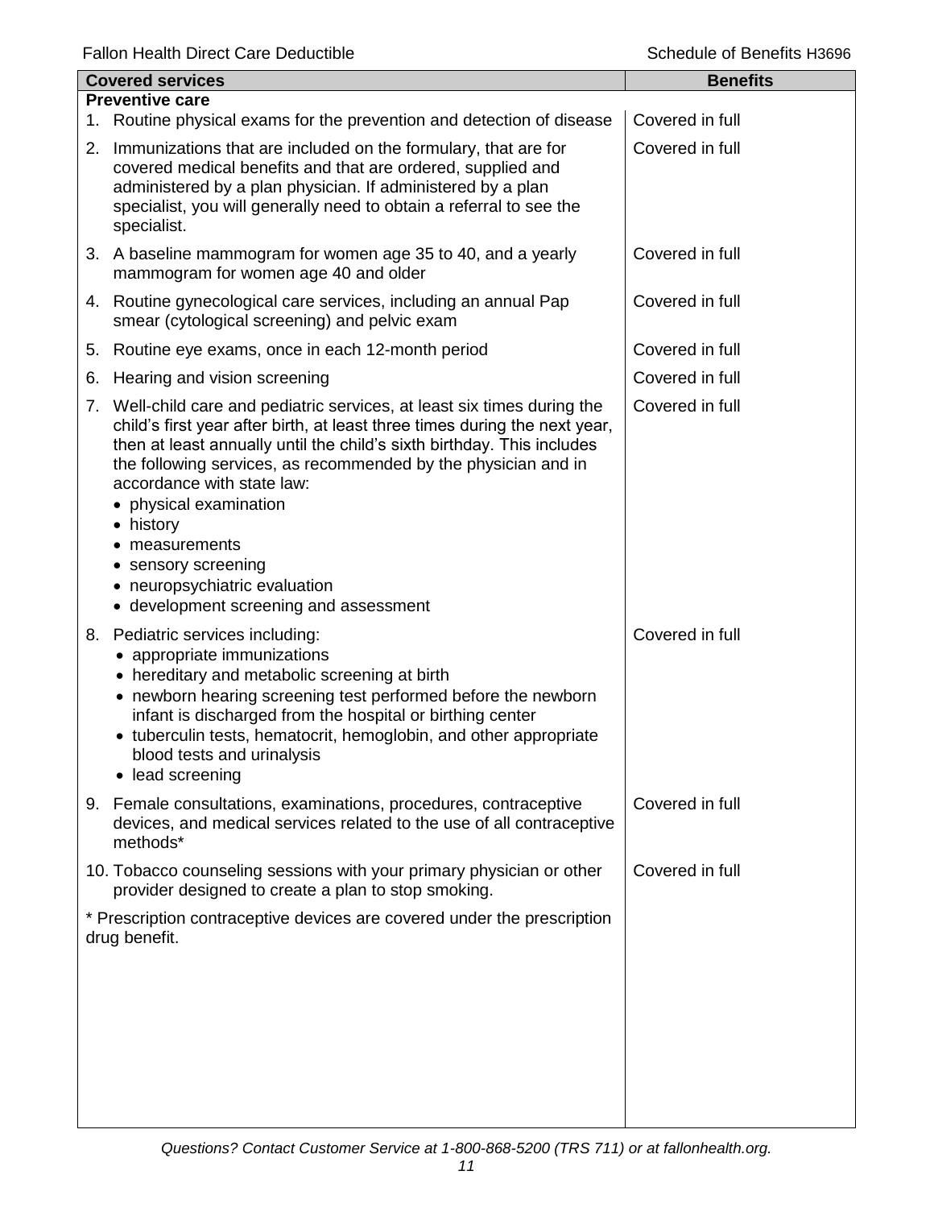| Covered services | Benefits |
|---|---|
| **Preventive care** | |
| 1. Routine physical exams for the prevention and detection of disease | Covered in full |
| 2. Immunizations that are included on the formulary, that are for covered medical benefits and that are ordered, supplied and administered by a plan physician. If administered by a plan specialist, you will generally need to obtain a referral to see the specialist. | Covered in full |
| 3. A baseline mammogram for women age 35 to 40, and a yearly mammogram for women age 40 and older | Covered in full |
| 4. Routine gynecological care services, including an annual Pap smear (cytological screening) and pelvic exam | Covered in full |
| 5. Routine eye exams, once in each 12-month period | Covered in full |
| 6. Hearing and vision screening | Covered in full |
| 7. Well-child care and pediatric services, at least six times during the child's first year after birth, at least three times during the next year, then at least annually until the child's sixth birthday. This includes the following services, as recommended by the physician and in accordance with state law:<br>• physical examination<br>• history<br>• measurements<br>• sensory screening<br>• neuropsychiatric evaluation<br>• development screening and assessment | Covered in full |
| 8. Pediatric services including:<br>• appropriate immunizations<br>• hereditary and metabolic screening at birth<br>• newborn hearing screening test performed before the newborn infant is discharged from the hospital or birthing center<br>• tuberculin tests, hematocrit, hemoglobin, and other appropriate blood tests and urinalysis<br>• lead screening | Covered in full |
| 9. Female consultations, examinations, procedures, contraceptive devices, and medical services related to the use of all contraceptive methods* | Covered in full |
| 10. Tobacco counseling sessions with your primary physician or other provider designed to create a plan to stop smoking. | Covered in full |
| * Prescription contraceptive devices are covered under the prescription drug benefit. | |

*Questions? Contact Customer Service at 1-800-868-5200 (TRS 711) or at fallonhealth.org.*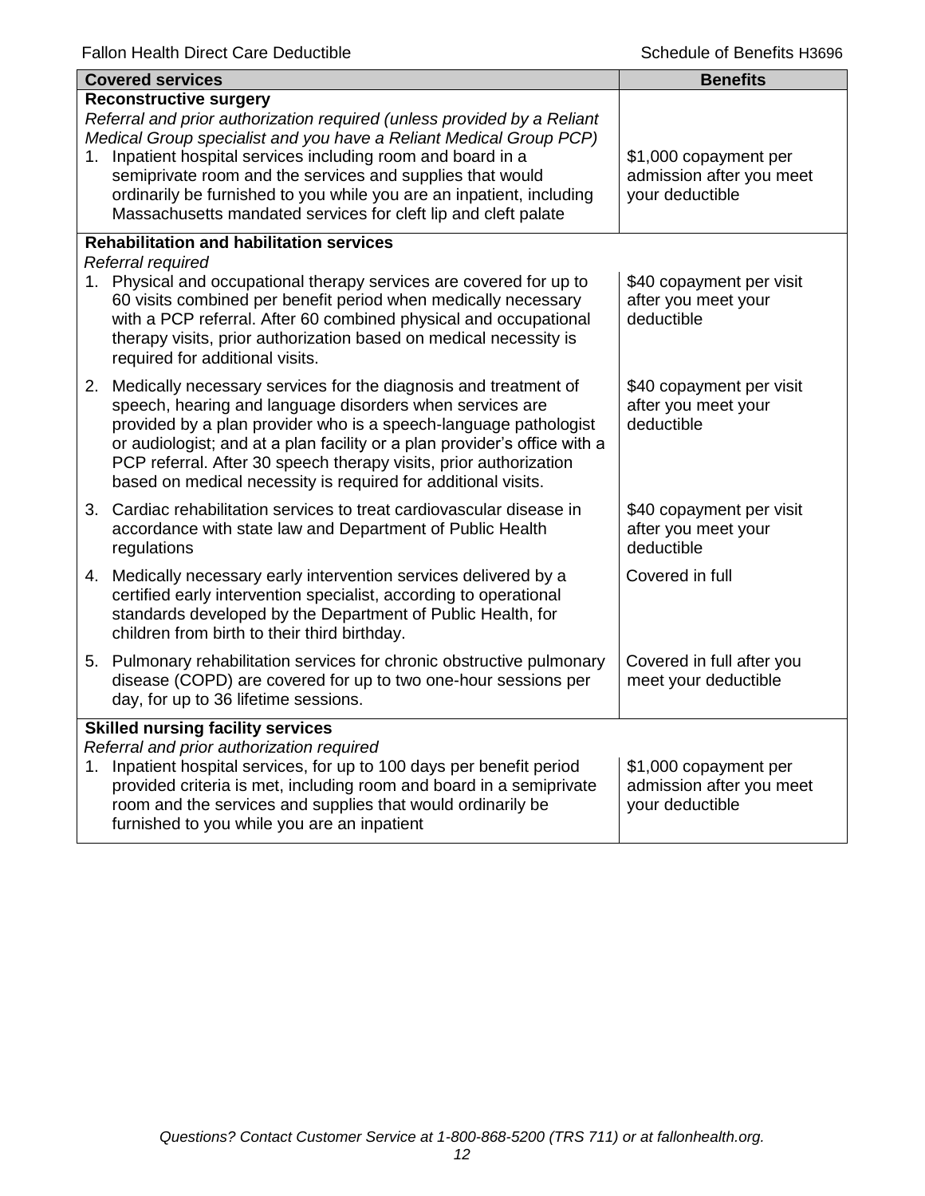| Covered services | Benefits |
|---|---|
| **Reconstructive surgery**<br>*Referral and prior authorization required (unless provided by a Reliant Medical Group specialist and you have a Reliant Medical Group PCP)*<br>1. Inpatient hospital services including room and board in a semiprivate room and the services and supplies that would ordinarily be furnished to you while you are an inpatient, including Massachusetts mandated services for cleft lip and cleft palate | \$1,000 copayment per admission after you meet your deductible |
| **Rehabilitation and habilitation services**<br>*Referral required*<br>1. Physical and occupational therapy services are covered for up to 60 visits combined per benefit period when medically necessary with a PCP referral. After 60 combined physical and occupational therapy visits, prior authorization based on medical necessity is required for additional visits. | \$40 copayment per visit after you meet your deductible |
| 2. Medically necessary services for the diagnosis and treatment of speech, hearing and language disorders when services are provided by a plan provider who is a speech-language pathologist or audiologist; and at a plan facility or a plan provider's office with a PCP referral. After 30 speech therapy visits, prior authorization based on medical necessity is required for additional visits. | \$40 copayment per visit after you meet your deductible |
| 3. Cardiac rehabilitation services to treat cardiovascular disease in accordance with state law and Department of Public Health regulations | \$40 copayment per visit after you meet your deductible |
| 4. Medically necessary early intervention services delivered by a certified early intervention specialist, according to operational standards developed by the Department of Public Health, for children from birth to their third birthday. | Covered in full |
| 5. Pulmonary rehabilitation services for chronic obstructive pulmonary disease (COPD) are covered for up to two one-hour sessions per day, for up to 36 lifetime sessions. | Covered in full after you meet your deductible |
| **Skilled nursing facility services**<br>*Referral and prior authorization required*<br>1. Inpatient hospital services, for up to 100 days per benefit period provided criteria is met, including room and board in a semiprivate room and the services and supplies that would ordinarily be furnished to you while you are an inpatient | \$1,000 copayment per admission after you meet your deductible |

*Questions? Contact Customer Service at 1-800-868-5200 (TRS 711) or at fallonhealth.org.*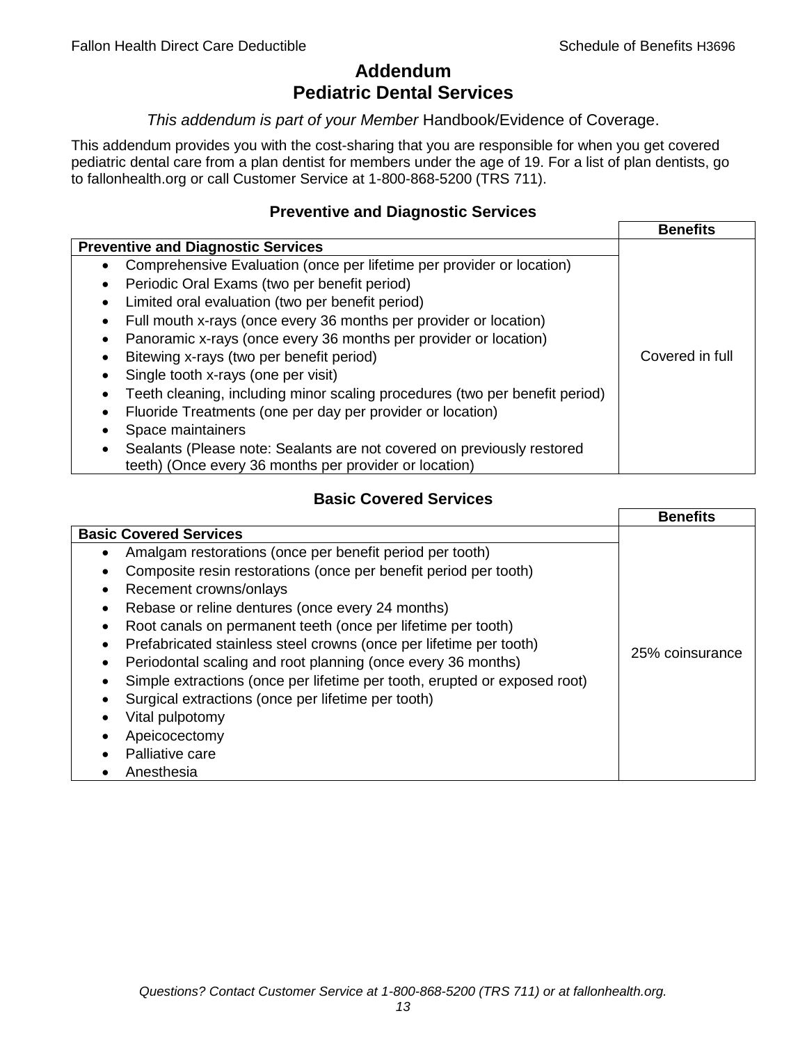# Addendum
# Pediatric Dental Services

*This addendum is part of your Member* Handbook/Evidence of Coverage.

This addendum provides you with the cost-sharing that you are responsible for when you get covered pediatric dental care from a plan dentist for members under the age of 19. For a list of plan dentists, go to fallonhealth.org or call Customer Service at 1-800-868-5200 (TRS 711).

### Preventive and Diagnostic Services

| | Benefits |
|---|---|
| **Preventive and Diagnostic Services** | |
| • Comprehensive Evaluation (once per lifetime per provider or location)<br>• Periodic Oral Exams (two per benefit period)<br>• Limited oral evaluation (two per benefit period)<br>• Full mouth x-rays (once every 36 months per provider or location)<br>• Panoramic x-rays (once every 36 months per provider or location)<br>• Bitewing x-rays (two per benefit period)<br>• Single tooth x-rays (one per visit)<br>• Teeth cleaning, including minor scaling procedures (two per benefit period)<br>• Fluoride Treatments (one per day per provider or location)<br>• Space maintainers<br>• Sealants (Please note: Sealants are not covered on previously restored teeth) (Once every 36 months per provider or location) | Covered in full |

### Basic Covered Services

| | Benefits |
|---|---|
| **Basic Covered Services** | |
| • Amalgam restorations (once per benefit period per tooth)<br>• Composite resin restorations (once per benefit period per tooth)<br>• Recement crowns/onlays<br>• Rebase or reline dentures (once every 24 months)<br>• Root canals on permanent teeth (once per lifetime per tooth)<br>• Prefabricated stainless steel crowns (once per lifetime per tooth)<br>• Periodontal scaling and root planning (once every 36 months)<br>• Simple extractions (once per lifetime per tooth, erupted or exposed root)<br>• Surgical extractions (once per lifetime per tooth)<br>• Vital pulpotomy<br>• Apeicocectomy<br>• Palliative care<br>• Anesthesia | 25% coinsurance |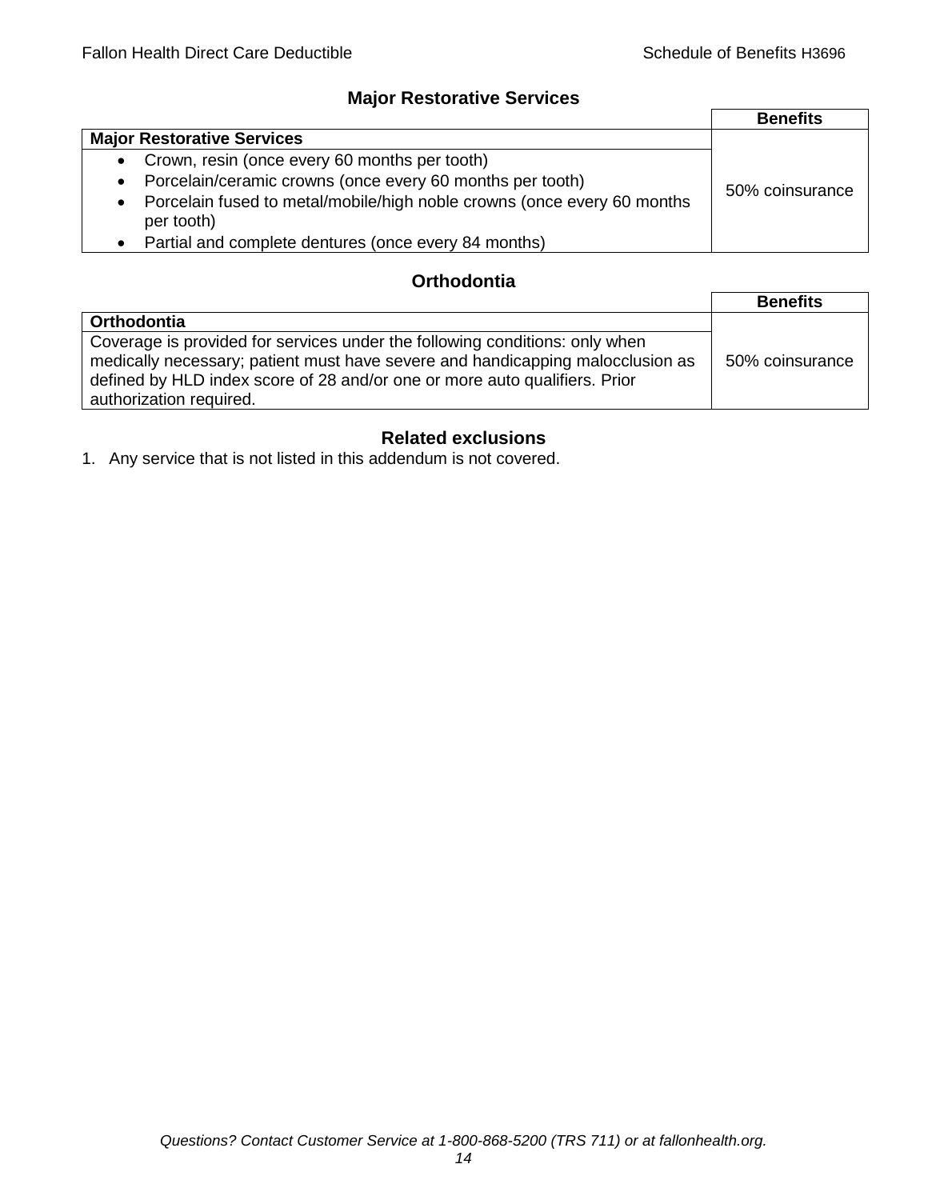## Major Restorative Services

| | Benefits |
|---|---|
| **Major Restorative Services** | |
| • Crown, resin (once every 60 months per tooth)<br>• Porcelain/ceramic crowns (once every 60 months per tooth)<br>• Porcelain fused to metal/mobile/high noble crowns (once every 60 months per tooth)<br>• Partial and complete dentures (once every 84 months) | 50% coinsurance |

## Orthodontia

| | Benefits |
|---|---|
| **Orthodontia** | |
| Coverage is provided for services under the following conditions: only when medically necessary; patient must have severe and handicapping malocclusion as defined by HLD index score of 28 and/or one or more auto qualifiers. Prior authorization required. | 50% coinsurance |

## Related exclusions

1. Any service that is not listed in this addendum is not covered.

*Questions? Contact Customer Service at 1-800-868-5200 (TRS 711) or at fallonhealth.org.*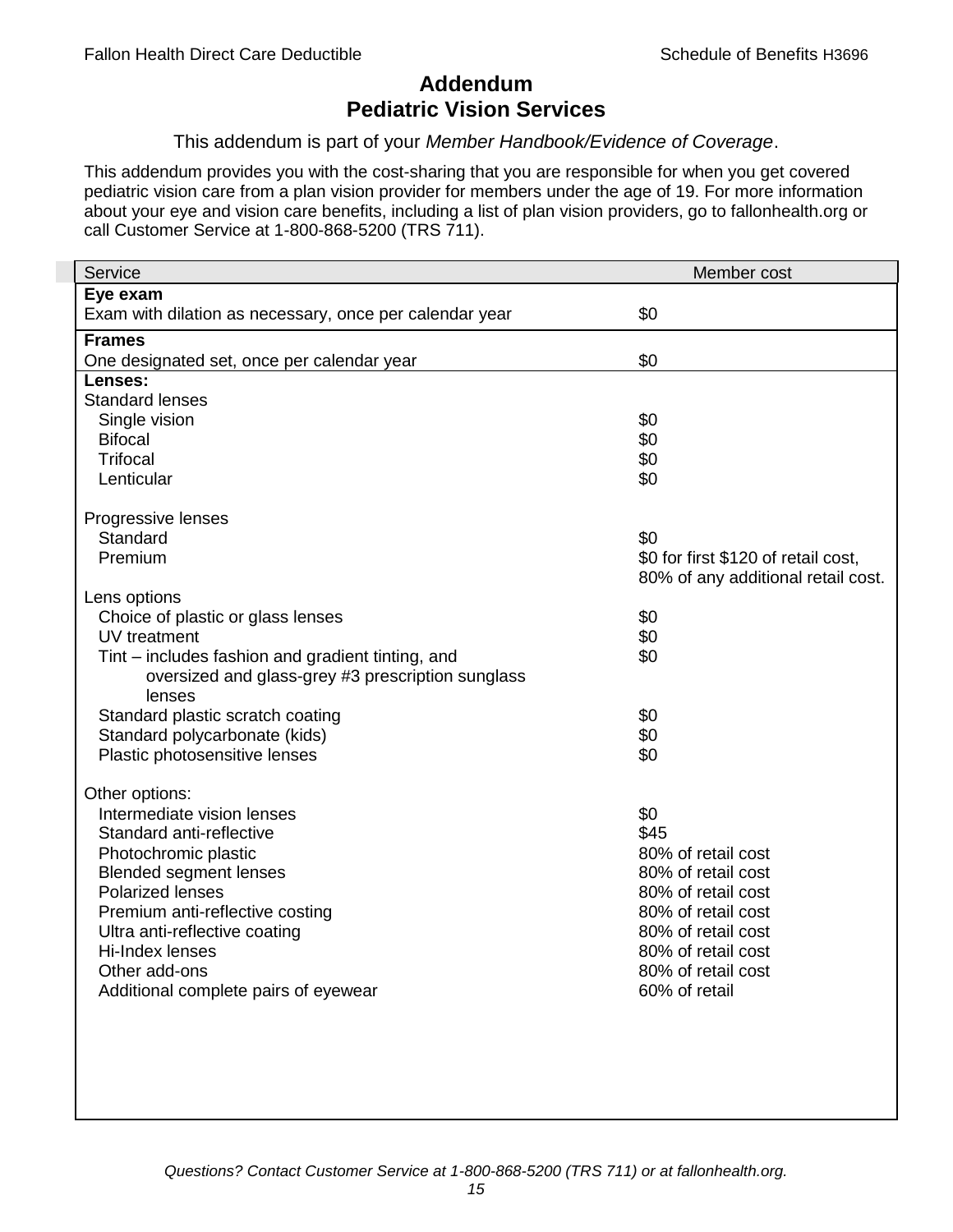# Addendum
## Pediatric Vision Services

This addendum is part of your *Member Handbook/Evidence of Coverage*.

This addendum provides you with the cost-sharing that you are responsible for when you get covered pediatric vision care from a plan vision provider for members under the age of 19. For more information about your eye and vision care benefits, including a list of plan vision providers, go to fallonhealth.org or call Customer Service at 1-800-868-5200 (TRS 711).

| Service | Member cost |
|---|---|
| **Eye exam** | |
| Exam with dilation as necessary, once per calendar year | $0 |
| **Frames** | |
| One designated set, once per calendar year | $0 |
| **Lenses:** | |
| Standard lenses | |
| Single vision | $0 |
| Bifocal | $0 |
| Trifocal | $0 |
| Lenticular | $0 |
| Progressive lenses | |
| Standard | $0 |
| Premium | $0 for first $120 of retail cost, 80% of any additional retail cost. |
| Lens options | |
| Choice of plastic or glass lenses | $0 |
| UV treatment | $0 |
| Tint – includes fashion and gradient tinting, and oversized and glass-grey #3 prescription sunglass lenses | $0 |
| Standard plastic scratch coating | $0 |
| Standard polycarbonate (kids) | $0 |
| Plastic photosensitive lenses | $0 |
| Other options: | |
| Intermediate vision lenses | $0 |
| Standard anti-reflective | $45 |
| Photochromic plastic | 80% of retail cost |
| Blended segment lenses | 80% of retail cost |
| Polarized lenses | 80% of retail cost |
| Premium anti-reflective costing | 80% of retail cost |
| Ultra anti-reflective coating | 80% of retail cost |
| Hi-Index lenses | 80% of retail cost |
| Other add-ons | 80% of retail cost |
| Additional complete pairs of eyewear | 60% of retail |

*Questions? Contact Customer Service at 1-800-868-5200 (TRS 711) or at fallonhealth.org.*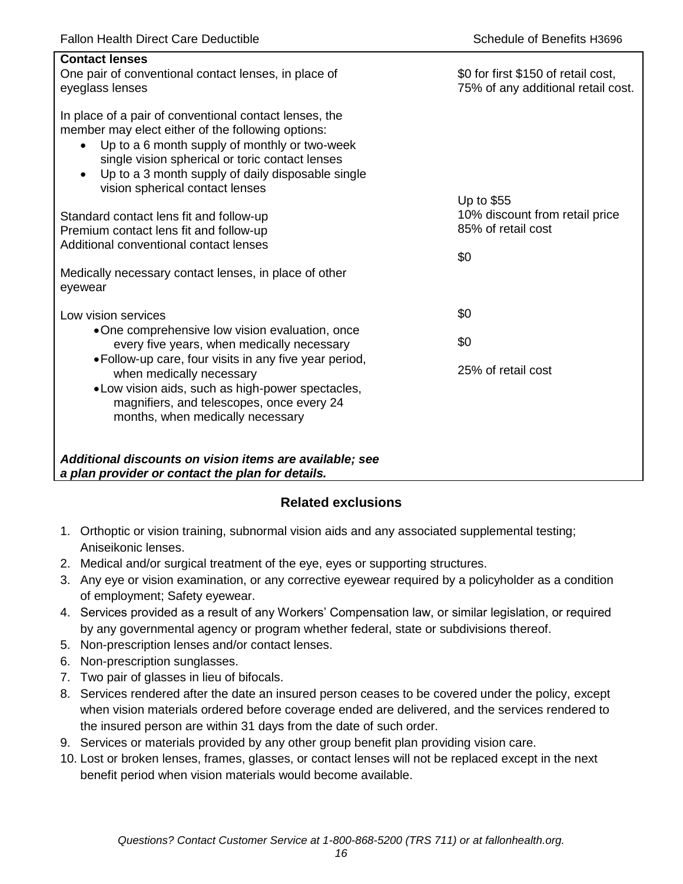| Contact lenses | |
|---|---|
| One pair of conventional contact lenses, in place of eyeglass lenses | \$0 for first \$150 of retail cost, 75% of any additional retail cost. |
| In place of a pair of conventional contact lenses, the member may elect either of the following options:<br>• Up to a 6 month supply of monthly or two-week single vision spherical or toric contact lenses<br>• Up to a 3 month supply of daily disposable single vision spherical contact lenses | |
| Standard contact lens fit and follow-up | Up to \$55 |
| Premium contact lens fit and follow-up | 10% discount from retail price |
| Additional conventional contact lenses | 85% of retail cost |
| Medically necessary contact lenses, in place of other eyewear | \$0 |
| Low vision services | |
| • One comprehensive low vision evaluation, once every five years, when medically necessary | \$0 |
| • Follow-up care, four visits in any five year period, when medically necessary | \$0 |
| • Low vision aids, such as high-power spectacles, magnifiers, and telescopes, once every 24 months, when medically necessary | 25% of retail cost |
| ***Additional discounts on vision items are available; see a plan provider or contact the plan for details.*** | |

## Related exclusions

1. Orthoptic or vision training, subnormal vision aids and any associated supplemental testing; Aniseikonic lenses.
2. Medical and/or surgical treatment of the eye, eyes or supporting structures.
3. Any eye or vision examination, or any corrective eyewear required by a policyholder as a condition of employment; Safety eyewear.
4. Services provided as a result of any Workers' Compensation law, or similar legislation, or required by any governmental agency or program whether federal, state or subdivisions thereof.
5. Non-prescription lenses and/or contact lenses.
6. Non-prescription sunglasses.
7. Two pair of glasses in lieu of bifocals.
8. Services rendered after the date an insured person ceases to be covered under the policy, except when vision materials ordered before coverage ended are delivered, and the services rendered to the insured person are within 31 days from the date of such order.
9. Services or materials provided by any other group benefit plan providing vision care.
10. Lost or broken lenses, frames, glasses, or contact lenses will not be replaced except in the next benefit period when vision materials would become available.

*Questions? Contact Customer Service at 1-800-868-5200 (TRS 711) or at fallonhealth.org.*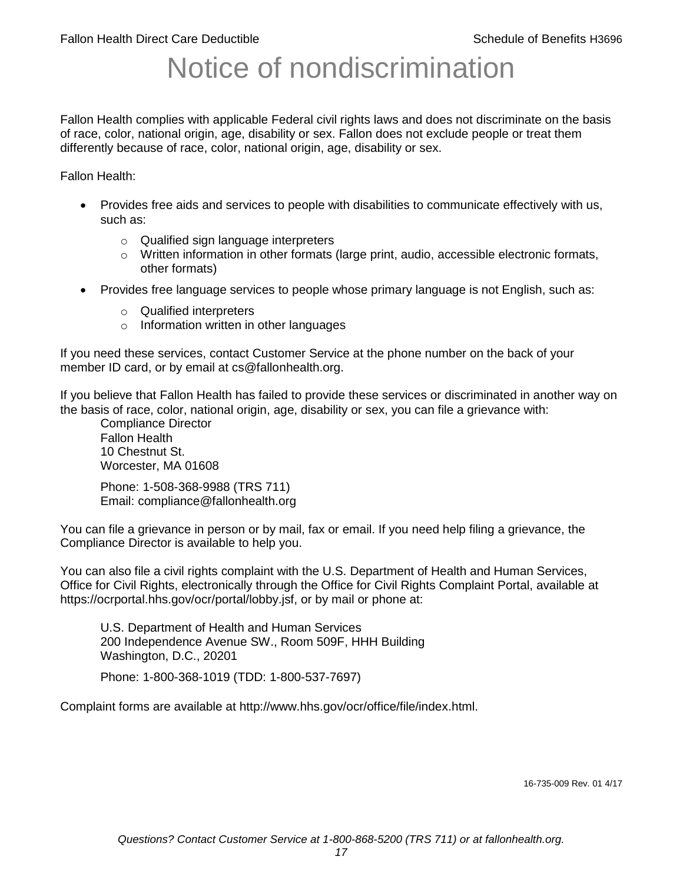# Notice of nondiscrimination

Fallon Health complies with applicable Federal civil rights laws and does not discriminate on the basis of race, color, national origin, age, disability or sex. Fallon does not exclude people or treat them differently because of race, color, national origin, age, disability or sex.

Fallon Health:

- Provides free aids and services to people with disabilities to communicate effectively with us, such as:
  - Qualified sign language interpreters
  - Written information in other formats (large print, audio, accessible electronic formats, other formats)
- Provides free language services to people whose primary language is not English, such as:
  - Qualified interpreters
  - Information written in other languages

If you need these services, contact Customer Service at the phone number on the back of your member ID card, or by email at cs@fallonhealth.org.

If you believe that Fallon Health has failed to provide these services or discriminated in another way on the basis of race, color, national origin, age, disability or sex, you can file a grievance with:

Compliance Director
Fallon Health
10 Chestnut St.
Worcester, MA 01608

Phone: 1-508-368-9988 (TRS 711)
Email: compliance@fallonhealth.org

You can file a grievance in person or by mail, fax or email. If you need help filing a grievance, the Compliance Director is available to help you.

You can also file a civil rights complaint with the U.S. Department of Health and Human Services, Office for Civil Rights, electronically through the Office for Civil Rights Complaint Portal, available at https://ocrportal.hhs.gov/ocr/portal/lobby.jsf, or by mail or phone at:

U.S. Department of Health and Human Services
200 Independence Avenue SW., Room 509F, HHH Building
Washington, D.C., 20201

Phone: 1-800-368-1019 (TDD: 1-800-537-7697)

Complaint forms are available at http://www.hhs.gov/ocr/office/file/index.html.

16-735-009 Rev. 01 4/17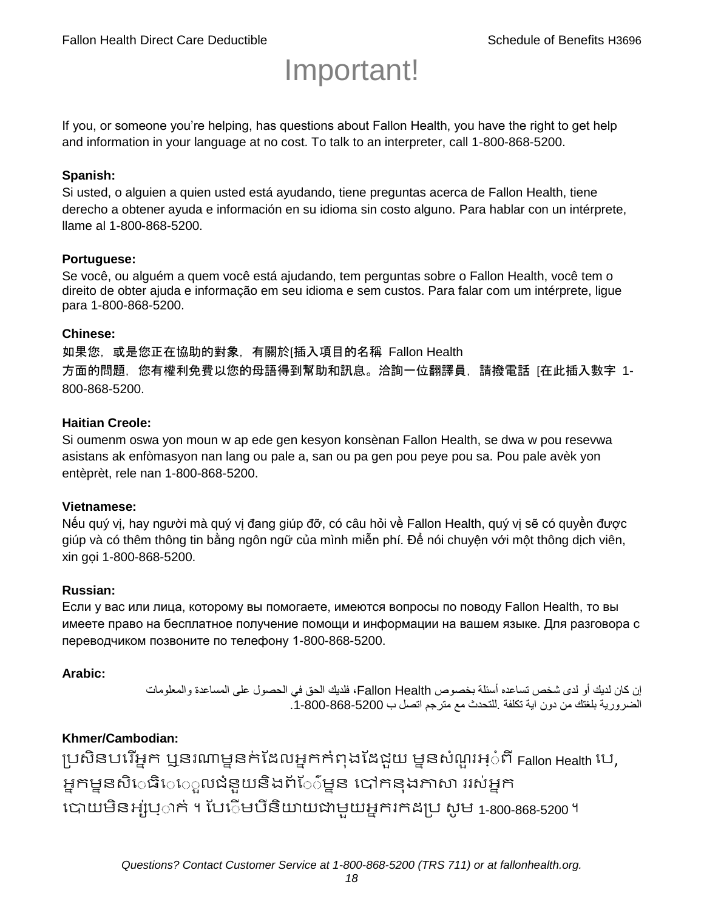# Important!

If you, or someone you're helping, has questions about Fallon Health, you have the right to get help and information in your language at no cost. To talk to an interpreter, call 1-800-868-5200.

**Spanish:**
Si usted, o alguien a quien usted está ayudando, tiene preguntas acerca de Fallon Health, tiene derecho a obtener ayuda e información en su idioma sin costo alguno. Para hablar con un intérprete, llame al 1-800-868-5200.

**Portuguese:**
Se você, ou alguém a quem você está ajudando, tem perguntas sobre o Fallon Health, você tem o direito de obter ajuda e informação em seu idioma e sem custos. Para falar com um intérprete, ligue para 1-800-868-5200.

**Chinese:**
如果您，或是您正在協助的對象，有關於[插入項目的名稱 Fallon Health 方面的問題，您有權利免費以您的母語得到幫助和訊息。洽詢一位翻譯員，請撥電話 [在此插入數字 1-800-868-5200.

**Haitian Creole:**
Si oumenm oswa yon moun w ap ede gen kesyon konsènan Fallon Health, se dwa w pou resevwa asistans ak enfòmasyon nan lang ou pale a, san ou pa gen pou peye pou sa. Pou pale avèk yon entèprèt, rele nan 1-800-868-5200.

**Vietnamese:**
Nếu quý vị, hay người mà quý vị đang giúp đỡ, có câu hỏi về Fallon Health, quý vị sẽ có quyền được giúp và có thêm thông tin bằng ngôn ngữ của mình miễn phí. Để nói chuyện với một thông dịch viên, xin gọi 1-800-868-5200.

**Russian:**
Если у вас или лица, которому вы помогаете, имеются вопросы по поводу Fallon Health, то вы имеете право на бесплатное получение помощи и информации на вашем языке. Для разговора с переводчиком позвоните по телефону 1-800-868-5200.

**Arabic:**
إن كان لديك أو لدى شخص تساعده أسئلة بخصوص Fallon Health، فلديك الحق في الحصول على المساعدة والمعلومات الضرورية بلغتك من دون اية تكلفة .للتحدث مع مترجم اتصل ب 1-800-868-5200.

**Khmer/Cambodian:**
ប្រសិនបរើអ្នក ឬនរណាម្នក់ដែលអ្នកកំពុងដែជួយ ម្នសំណួរអ្ំពី Fallon Health បេ, អ្នកម្នសិេធិេេួលជំនួយនិងព័េ៌ម្នន បៅកនុងភាសា ររស់អ្នក បោយមិនអ្ស់បុ្ាក់ ។ បែេីមបីនិយាយជាមួយអ្នករកដប្រ សូម 1-800-868-5200 ។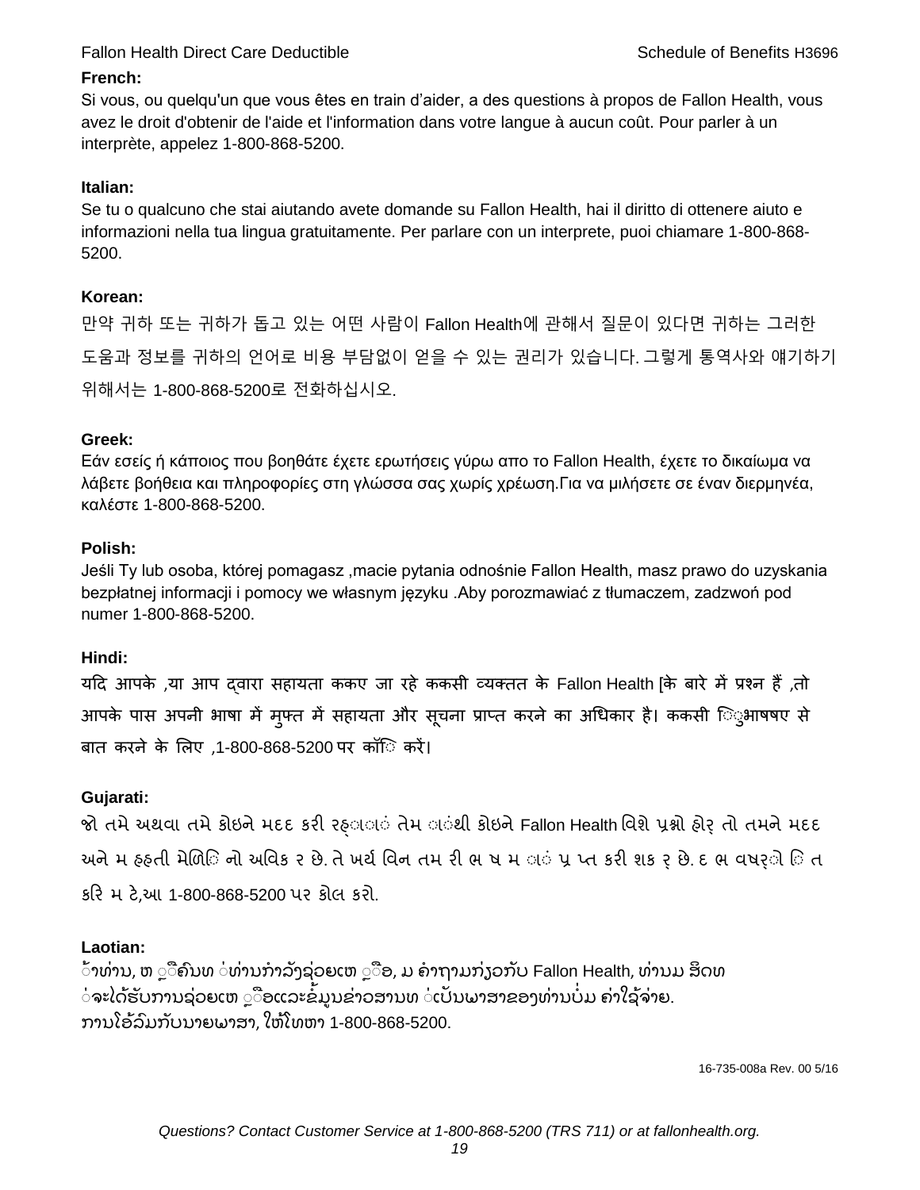**French:**

Si vous, ou quelqu'un que vous êtes en train d'aider, a des questions à propos de Fallon Health, vous avez le droit d'obtenir de l'aide et l'information dans votre langue à aucun coût. Pour parler à un interprète, appelez 1-800-868-5200.

**Italian:**

Se tu o qualcuno che stai aiutando avete domande su Fallon Health, hai il diritto di ottenere aiuto e informazioni nella tua lingua gratuitamente. Per parlare con un interprete, puoi chiamare 1-800-868-5200.

**Korean:**

만약 귀하 또는 귀하가 돕고 있는 어떤 사람이 Fallon Health에 관해서 질문이 있다면 귀하는 그러한 도움과 정보를 귀하의 언어로 비용 부담없이 얻을 수 있는 권리가 있습니다. 그렇게 통역사와 얘기하기 위해서는 1-800-868-5200로 전화하십시오.

**Greek:**

Εάν εσείς ή κάποιος που βοηθάτε έχετε ερωτήσεις γύρω απο το Fallon Health, έχετε το δικαίωμα να λάβετε βοήθεια και πληροφορίες στη γλώσσα σας χωρίς χρέωση.Για να μιλήσετε σε έναν διερμηνέα, καλέστε 1-800-868-5200.

**Polish:**

Jeśli Ty lub osoba, której pomagasz ,macie pytania odnośnie Fallon Health, masz prawo do uzyskania bezpłatnej informacji i pomocy we własnym języku .Aby porozmawiać z tłumaczem, zadzwoń pod numer 1-800-868-5200.

**Hindi:**

यदि आपके ,या आप द्वारा सहायता ककए जा रहे ककसी व्यक्तत के Fallon Health [के बारे में प्रश्न हैं ,तो आपके पास अपनी भाषा में मुफ्त में सहायता और सूचना प्राप्त करने का अधिकार है। ककसी िुभाषषए से बात करने के लिए ,1-800-868-5200 पर कॉि करें।

**Gujarati:**

જો તમે અથવા તમે કોઇને મદદ કરી રહ્ાાં તેમ ાંથી કોઇને Fallon Health વિશે પ્રશ્નો હોર્ તો તમને મદદ અને મ હહતી મેળિિ નો અવિક ર છે. તે ખર્ચ વિન તમ રી ભ ષ મ ાં પ્ર પ્ત કરી શક ર્ છે. દ ભ વષર્ો િ ત કરિ મ ટે,આ 1-800-868-5200 પર કોલ કરો.

**Laotian:**

ຖ້າທ່ານ, ຫ ູືຄົນທ ່ທ່ານກໍາລັງຊ່ວຍເຫ ູືອ, ມ ຄໍາຖາມກ່ຽວກັບ Fallon Health, ທ່ານມ ສິດທ ່ຈະໄດ້ຮັບການຊ່ວຍເຫ ູືອແລະຂໍ້ມູນຂ່າວສານທ ່ເປັນພາສາຂອງທ່ານບໍ່ມ ຄ່າໃຊ້ຈ່າຍ. ການໂອ້ລົມກັບນາຍພາສາ, ໃຫ້ໂທຫາ 1-800-868-5200.

16-735-008a Rev. 00 5/16